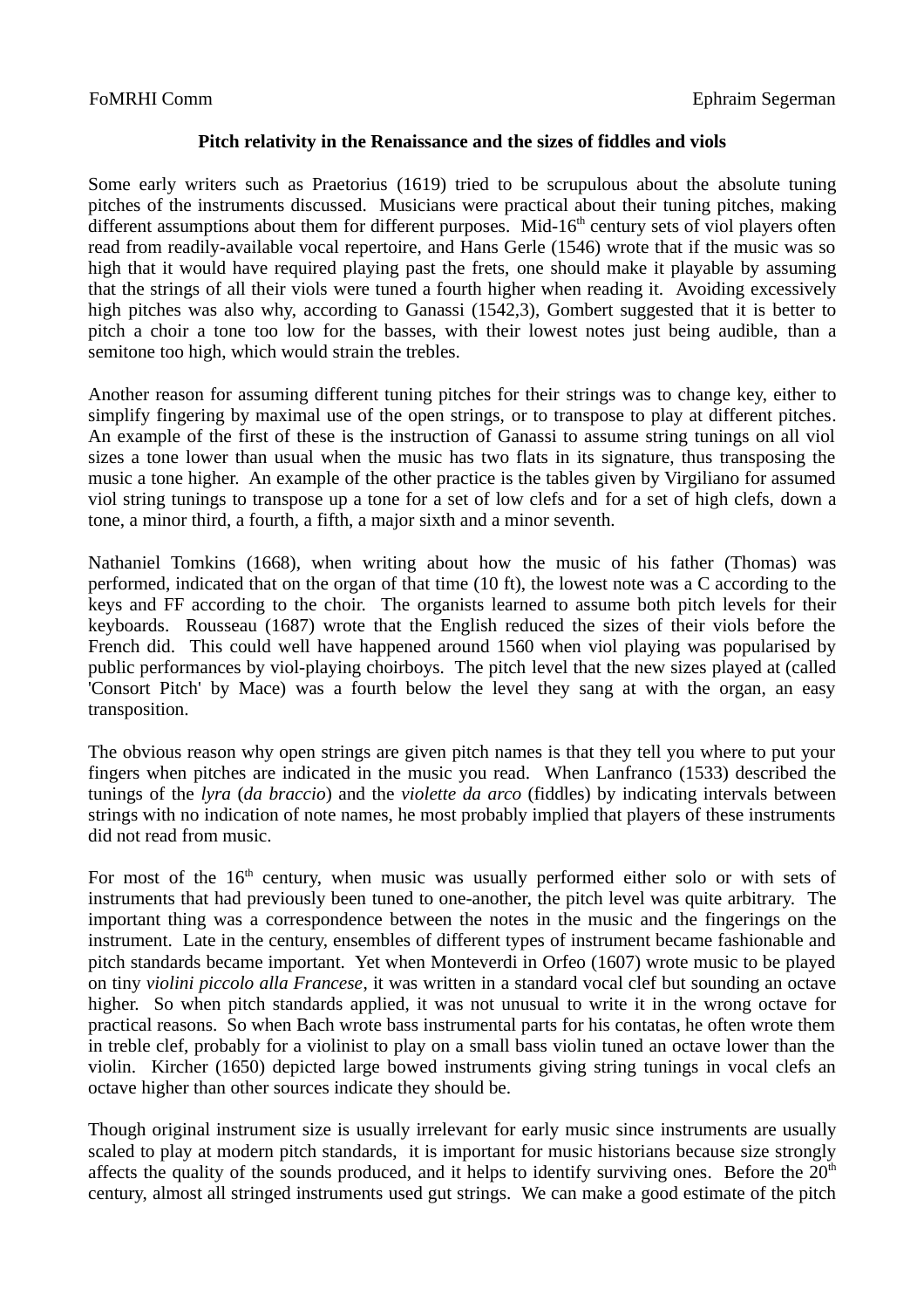FoMRHI Comm Ephraim Segerman

**Pitch relativity in the Renaissance and the sizes of fiddles and viols**

Some early writers such as Praetorius (1619) tried to be scrupulous about the absolute tuning pitches of the instruments discussed. Musicians were practical about their tuning pitches, making different assumptions about them for different purposes. Mid-16th century sets of viol players often read from readily-available vocal repertoire, and Hans Gerle (1546) wrote that if the music was so high that it would have required playing past the frets, one should make it playable by assuming that the strings of all their viols were tuned a fourth higher when reading it. Avoiding excessively high pitches was also why, according to Ganassi (1542,3), Gombert suggested that it is better to pitch a choir a tone too low for the basses, with their lowest notes just being audible, than a semitone too high, which would strain the trebles.

Another reason for assuming different tuning pitches for their strings was to change key, either to simplify fingering by maximal use of the open strings, or to transpose to play at different pitches. An example of the first of these is the instruction of Ganassi to assume string tunings on all viol sizes a tone lower than usual when the music has two flats in its signature, thus transposing the music a tone higher. An example of the other practice is the tables given by Virgiliano for assumed viol string tunings to transpose up a tone for a set of low clefs and for a set of high clefs, down a tone, a minor third, a fourth, a fifth, a major sixth and a minor seventh.

Nathaniel Tomkins (1668), when writing about how the music of his father (Thomas) was performed, indicated that on the organ of that time (10 ft), the lowest note was a C according to the keys and FF according to the choir. The organists learned to assume both pitch levels for their keyboards. Rousseau (1687) wrote that the English reduced the sizes of their viols before the French did. This could well have happened around 1560 when viol playing was popularised by public performances by viol-playing choirboys. The pitch level that the new sizes played at (called 'Consort Pitch' by Mace) was a fourth below the level they sang at with the organ, an easy transposition.

The obvious reason why open strings are given pitch names is that they tell you where to put your fingers when pitches are indicated in the music you read. When Lanfranco (1533) described the tunings of the *lyra* (*da braccio*) and the *violette da arco* (fiddles) by indicating intervals between strings with no indication of note names, he most probably implied that players of these instruments did not read from music.

For most of the 16th century, when music was usually performed either solo or with sets of instruments that had previously been tuned to one-another, the pitch level was quite arbitrary. The important thing was a correspondence between the notes in the music and the fingerings on the instrument. Late in the century, ensembles of different types of instrument became fashionable and pitch standards became important. Yet when Monteverdi in Orfeo (1607) wrote music to be played on tiny *violini piccolo alla Francese*, it was written in a standard vocal clef but sounding an octave higher. So when pitch standards applied, it was not unusual to write it in the wrong octave for practical reasons. So when Bach wrote bass instrumental parts for his contatas, he often wrote them in treble clef, probably for a violinist to play on a small bass violin tuned an octave lower than the violin. Kircher (1650) depicted large bowed instruments giving string tunings in vocal clefs an octave higher than other sources indicate they should be.

Though original instrument size is usually irrelevant for early music since instruments are usually scaled to play at modern pitch standards, it is important for music historians because size strongly affects the quality of the sounds produced, and it helps to identify surviving ones. Before the 20th century, almost all stringed instruments used gut strings. We can make a good estimate of the pitch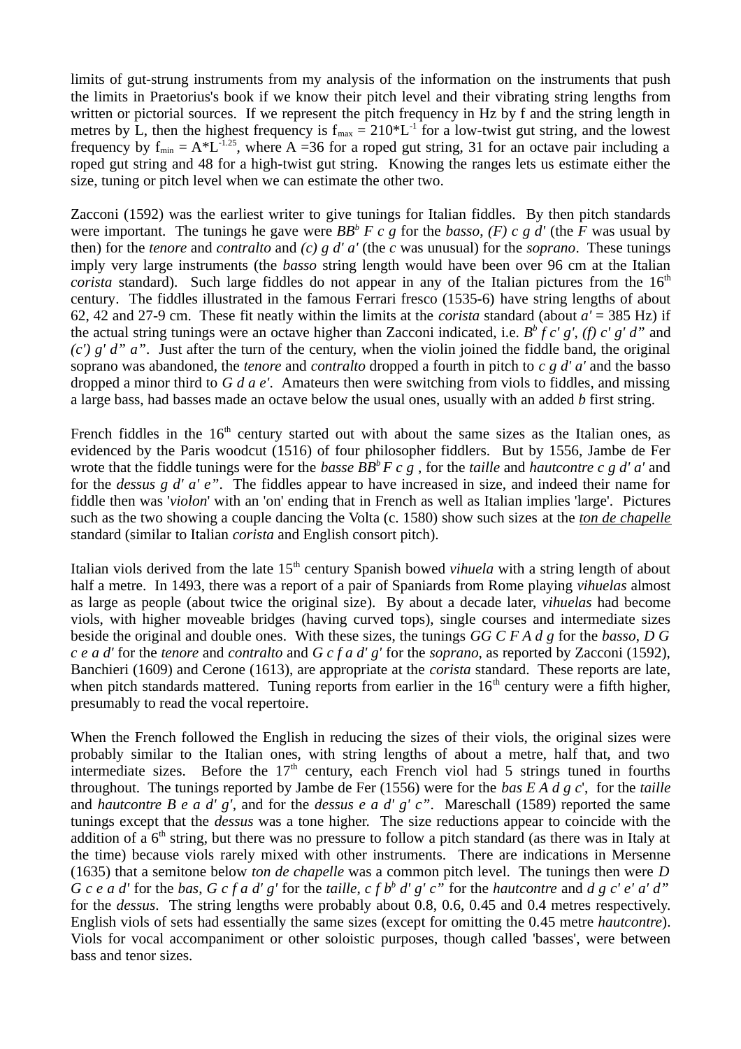limits of gut-strung instruments from my analysis of the information on the instruments that push the limits in Praetorius's book if we know their pitch level and their vibrating string lengths from written or pictorial sources. If we represent the pitch frequency in Hz by f and the string length in metres by L, then the highest frequency is $f_{max} = 210*L^{-1}$ for a low-twist gut string, and the lowest frequency by $f_{min} = A*L^{-1.25}$, where A =36 for a roped gut string, 31 for an octave pair including a roped gut string and 48 for a high-twist gut string. Knowing the ranges lets us estimate either the size, tuning or pitch level when we can estimate the other two.

Zacconi (1592) was the earliest writer to give tunings for Italian fiddles. By then pitch standards were important. The tunings he gave were *BB$^b$ F c g* for the *basso*, *(F) c g d'* (the *F* was usual by then) for the *tenore* and *contralto* and *(c) g d' a'* (the *c* was unusual) for the *soprano*. These tunings imply very large instruments (the *basso* string length would have been over 96 cm at the Italian *corista* standard). Such large fiddles do not appear in any of the Italian pictures from the 16$^{th}$ century. The fiddles illustrated in the famous Ferrari fresco (1535-6) have string lengths of about 62, 42 and 27-9 cm. These fit neatly within the limits at the *corista* standard (about *a'* = 385 Hz) if the actual string tunings were an octave higher than Zacconi indicated, i.e. *B$^b$ f c' g'*, *(f) c' g' d"* and *(c') g' d" a"*. Just after the turn of the century, when the violin joined the fiddle band, the original soprano was abandoned, the *tenore* and *contralto* dropped a fourth in pitch to *c g d' a'* and the basso dropped a minor third to *G d a e'*. Amateurs then were switching from viols to fiddles, and missing a large bass, had basses made an octave below the usual ones, usually with an added *b* first string.

French fiddles in the 16$^{th}$ century started out with about the same sizes as the Italian ones, as evidenced by the Paris woodcut (1516) of four philosopher fiddlers. But by 1556, Jambe de Fer wrote that the fiddle tunings were for the *basse BB$^b$ F c g* , for the *taille* and *hautcontre c g d' a'* and for the *dessus g d' a' e"*. The fiddles appear to have increased in size, and indeed their name for fiddle then was '*violon*' with an 'on' ending that in French as well as Italian implies 'large'. Pictures such as the two showing a couple dancing the Volta (c. 1580) show such sizes at the *ton de chapelle* standard (similar to Italian *corista* and English consort pitch).

Italian viols derived from the late 15$^{th}$ century Spanish bowed *vihuela* with a string length of about half a metre. In 1493, there was a report of a pair of Spaniards from Rome playing *vihuelas* almost as large as people (about twice the original size). By about a decade later, *vihuelas* had become viols, with higher moveable bridges (having curved tops), single courses and intermediate sizes beside the original and double ones. With these sizes, the tunings *GG C F A d g* for the *basso*, *D G c e a d'* for the *tenore* and *contralto* and *G c f a d' g'* for the *soprano*, as reported by Zacconi (1592), Banchieri (1609) and Cerone (1613), are appropriate at the *corista* standard. These reports are late, when pitch standards mattered. Tuning reports from earlier in the 16$^{th}$ century were a fifth higher, presumably to read the vocal repertoire.

When the French followed the English in reducing the sizes of their viols, the original sizes were probably similar to the Italian ones, with string lengths of about a metre, half that, and two intermediate sizes. Before the 17$^{th}$ century, each French viol had 5 strings tuned in fourths throughout. The tunings reported by Jambe de Fer (1556) were for the *bas E A d g c*', for the *taille* and *hautcontre B e a d' g'*, and for the *dessus e a d' g' c"*. Mareschall (1589) reported the same tunings except that the *dessus* was a tone higher. The size reductions appear to coincide with the addition of a 6$^{th}$ string, but there was no pressure to follow a pitch standard (as there was in Italy at the time) because viols rarely mixed with other instruments. There are indications in Mersenne (1635) that a semitone below *ton de chapelle* was a common pitch level. The tunings then were *D G c e a d'* for the *bas*, *G c f a d' g'* for the *taille*, *c f b$^b$ d' g' c"* for the *hautcontre* and *d g c' e' a' d"* for the *dessus*. The string lengths were probably about 0.8, 0.6, 0.45 and 0.4 metres respectively. English viols of sets had essentially the same sizes (except for omitting the 0.45 metre *hautcontre*). Viols for vocal accompaniment or other soloistic purposes, though called 'basses', were between bass and tenor sizes.